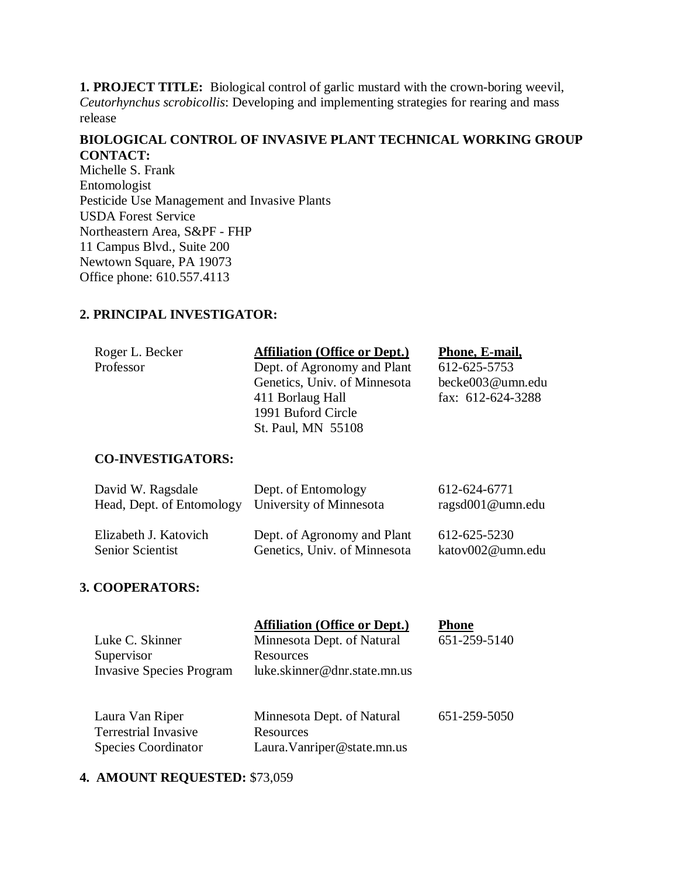**1. PROJECT TITLE:** Biological control of garlic mustard with the crown-boring weevil, *Ceutorhynchus scrobicollis*: Developing and implementing strategies for rearing and mass release

**BIOLOGICAL CONTROL OF INVASIVE PLANT TECHNICAL WORKING GROUP CONTACT:**

Michelle S. Frank
Entomologist
Pesticide Use Management and Invasive Plants
USDA Forest Service
Northeastern Area, S&PF - FHP
11 Campus Blvd., Suite 200
Newtown Square, PA 19073
Office phone: 610.557.4113

**2. PRINCIPAL INVESTIGATOR:**

| | Affiliation (Office or Dept.) | Phone, E-mail, |
|---|---|---|
| Roger L. Becker<br>Professor | Dept. of Agronomy and Plant Genetics, Univ. of Minnesota<br>411 Borlaug Hall<br>1991 Buford Circle<br>St. Paul, MN 55108 | 612-625-5753<br>becke003@umn.edu<br>fax: 612-624-3288 |

**CO-INVESTIGATORS:**

| | | |
|---|---|---|
| David W. Ragsdale<br>Head, Dept. of Entomology | Dept. of Entomology<br>University of Minnesota | 612-624-6771<br>ragsd001@umn.edu |
| Elizabeth J. Katovich<br>Senior Scientist | Dept. of Agronomy and Plant Genetics, Univ. of Minnesota | 612-625-5230<br>katov002@umn.edu |

**3. COOPERATORS:**

| | Affiliation (Office or Dept.) | Phone |
|---|---|---|
| Luke C. Skinner<br>Supervisor<br>Invasive Species Program | Minnesota Dept. of Natural Resources<br>luke.skinner@dnr.state.mn.us | 651-259-5140 |
| Laura Van Riper<br>Terrestrial Invasive Species Coordinator | Minnesota Dept. of Natural Resources<br>Laura.Vanriper@state.mn.us | 651-259-5050 |

**4. AMOUNT REQUESTED:** $73,059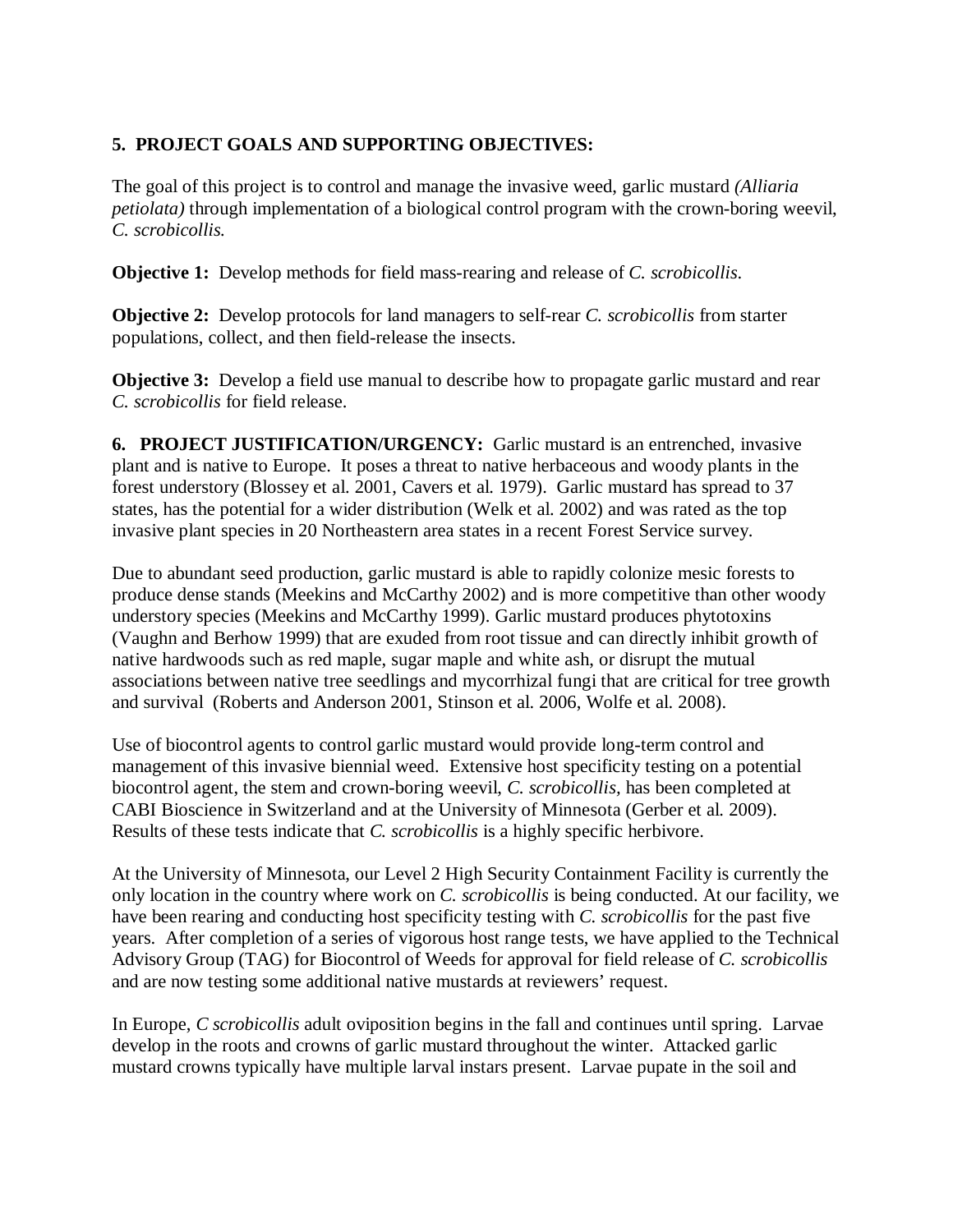**5. PROJECT GOALS AND SUPPORTING OBJECTIVES:**

The goal of this project is to control and manage the invasive weed, garlic mustard *(Alliaria petiolata)* through implementation of a biological control program with the crown-boring weevil, *C. scrobicollis.*

**Objective 1:** Develop methods for field mass-rearing and release of *C. scrobicollis*.

**Objective 2:** Develop protocols for land managers to self-rear *C. scrobicollis* from starter populations, collect, and then field-release the insects.

**Objective 3:** Develop a field use manual to describe how to propagate garlic mustard and rear *C. scrobicollis* for field release.

**6. PROJECT JUSTIFICATION/URGENCY:** Garlic mustard is an entrenched, invasive plant and is native to Europe. It poses a threat to native herbaceous and woody plants in the forest understory (Blossey et al. 2001, Cavers et al. 1979). Garlic mustard has spread to 37 states, has the potential for a wider distribution (Welk et al. 2002) and was rated as the top invasive plant species in 20 Northeastern area states in a recent Forest Service survey.

Due to abundant seed production, garlic mustard is able to rapidly colonize mesic forests to produce dense stands (Meekins and McCarthy 2002) and is more competitive than other woody understory species (Meekins and McCarthy 1999). Garlic mustard produces phytotoxins (Vaughn and Berhow 1999) that are exuded from root tissue and can directly inhibit growth of native hardwoods such as red maple, sugar maple and white ash, or disrupt the mutual associations between native tree seedlings and mycorrhizal fungi that are critical for tree growth and survival (Roberts and Anderson 2001, Stinson et al. 2006, Wolfe et al. 2008).

Use of biocontrol agents to control garlic mustard would provide long-term control and management of this invasive biennial weed. Extensive host specificity testing on a potential biocontrol agent, the stem and crown-boring weevil, *C. scrobicollis,* has been completed at CABI Bioscience in Switzerland and at the University of Minnesota (Gerber et al. 2009). Results of these tests indicate that *C. scrobicollis* is a highly specific herbivore.

At the University of Minnesota, our Level 2 High Security Containment Facility is currently the only location in the country where work on *C. scrobicollis* is being conducted. At our facility, we have been rearing and conducting host specificity testing with *C. scrobicollis* for the past five years. After completion of a series of vigorous host range tests, we have applied to the Technical Advisory Group (TAG) for Biocontrol of Weeds for approval for field release of *C. scrobicollis* and are now testing some additional native mustards at reviewers' request.

In Europe, *C scrobicollis* adult oviposition begins in the fall and continues until spring. Larvae develop in the roots and crowns of garlic mustard throughout the winter. Attacked garlic mustard crowns typically have multiple larval instars present. Larvae pupate in the soil and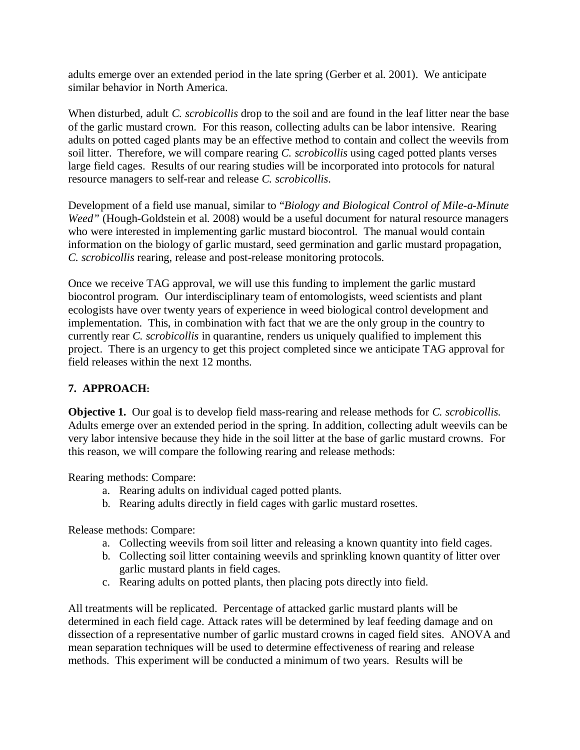adults emerge over an extended period in the late spring (Gerber et al. 2001). We anticipate similar behavior in North America.

When disturbed, adult *C. scrobicollis* drop to the soil and are found in the leaf litter near the base of the garlic mustard crown. For this reason, collecting adults can be labor intensive. Rearing adults on potted caged plants may be an effective method to contain and collect the weevils from soil litter. Therefore, we will compare rearing *C. scrobicollis* using caged potted plants verses large field cages. Results of our rearing studies will be incorporated into protocols for natural resource managers to self-rear and release *C. scrobicollis*.

Development of a field use manual, similar to "*Biology and Biological Control of Mile-a-Minute Weed"* (Hough-Goldstein et al. 2008) would be a useful document for natural resource managers who were interested in implementing garlic mustard biocontrol. The manual would contain information on the biology of garlic mustard, seed germination and garlic mustard propagation, *C. scrobicollis* rearing, release and post-release monitoring protocols.

Once we receive TAG approval, we will use this funding to implement the garlic mustard biocontrol program. Our interdisciplinary team of entomologists, weed scientists and plant ecologists have over twenty years of experience in weed biological control development and implementation. This, in combination with fact that we are the only group in the country to currently rear *C. scrobicollis* in quarantine, renders us uniquely qualified to implement this project. There is an urgency to get this project completed since we anticipate TAG approval for field releases within the next 12 months.

## 7. APPROACH:

**Objective 1.** Our goal is to develop field mass-rearing and release methods for *C. scrobicollis.* Adults emerge over an extended period in the spring. In addition, collecting adult weevils can be very labor intensive because they hide in the soil litter at the base of garlic mustard crowns. For this reason, we will compare the following rearing and release methods:

Rearing methods: Compare:

a. Rearing adults on individual caged potted plants.
b. Rearing adults directly in field cages with garlic mustard rosettes.

Release methods: Compare:

a. Collecting weevils from soil litter and releasing a known quantity into field cages.
b. Collecting soil litter containing weevils and sprinkling known quantity of litter over garlic mustard plants in field cages.
c. Rearing adults on potted plants, then placing pots directly into field.

All treatments will be replicated. Percentage of attacked garlic mustard plants will be determined in each field cage. Attack rates will be determined by leaf feeding damage and on dissection of a representative number of garlic mustard crowns in caged field sites. ANOVA and mean separation techniques will be used to determine effectiveness of rearing and release methods. This experiment will be conducted a minimum of two years. Results will be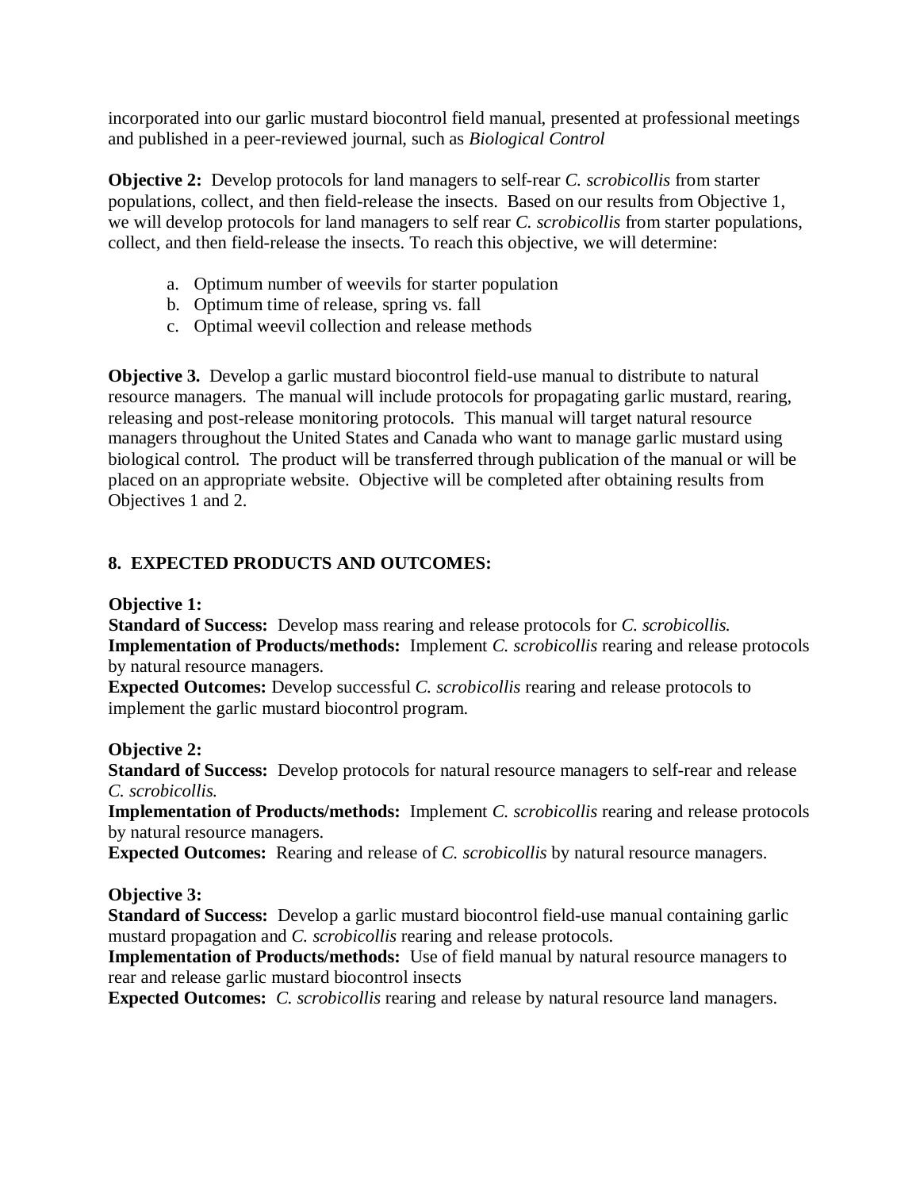incorporated into our garlic mustard biocontrol field manual, presented at professional meetings and published in a peer-reviewed journal, such as *Biological Control*

**Objective 2:** Develop protocols for land managers to self-rear *C. scrobicollis* from starter populations, collect, and then field-release the insects. Based on our results from Objective 1, we will develop protocols for land managers to self rear *C. scrobicollis* from starter populations, collect, and then field-release the insects. To reach this objective, we will determine:

a. Optimum number of weevils for starter population
b. Optimum time of release, spring vs. fall
c. Optimal weevil collection and release methods

**Objective 3.** Develop a garlic mustard biocontrol field-use manual to distribute to natural resource managers. The manual will include protocols for propagating garlic mustard, rearing, releasing and post-release monitoring protocols. This manual will target natural resource managers throughout the United States and Canada who want to manage garlic mustard using biological control. The product will be transferred through publication of the manual or will be placed on an appropriate website. Objective will be completed after obtaining results from Objectives 1 and 2.

## 8. EXPECTED PRODUCTS AND OUTCOMES:

**Objective 1:**
**Standard of Success:** Develop mass rearing and release protocols for *C. scrobicollis.*
**Implementation of Products/methods:** Implement *C. scrobicollis* rearing and release protocols by natural resource managers.
**Expected Outcomes:** Develop successful *C. scrobicollis* rearing and release protocols to implement the garlic mustard biocontrol program.

**Objective 2:**
**Standard of Success:** Develop protocols for natural resource managers to self-rear and release *C. scrobicollis.*
**Implementation of Products/methods:** Implement *C. scrobicollis* rearing and release protocols by natural resource managers.
**Expected Outcomes:** Rearing and release of *C. scrobicollis* by natural resource managers.

**Objective 3:**
**Standard of Success:** Develop a garlic mustard biocontrol field-use manual containing garlic mustard propagation and *C. scrobicollis* rearing and release protocols.
**Implementation of Products/methods:** Use of field manual by natural resource managers to rear and release garlic mustard biocontrol insects
**Expected Outcomes:** *C. scrobicollis* rearing and release by natural resource land managers.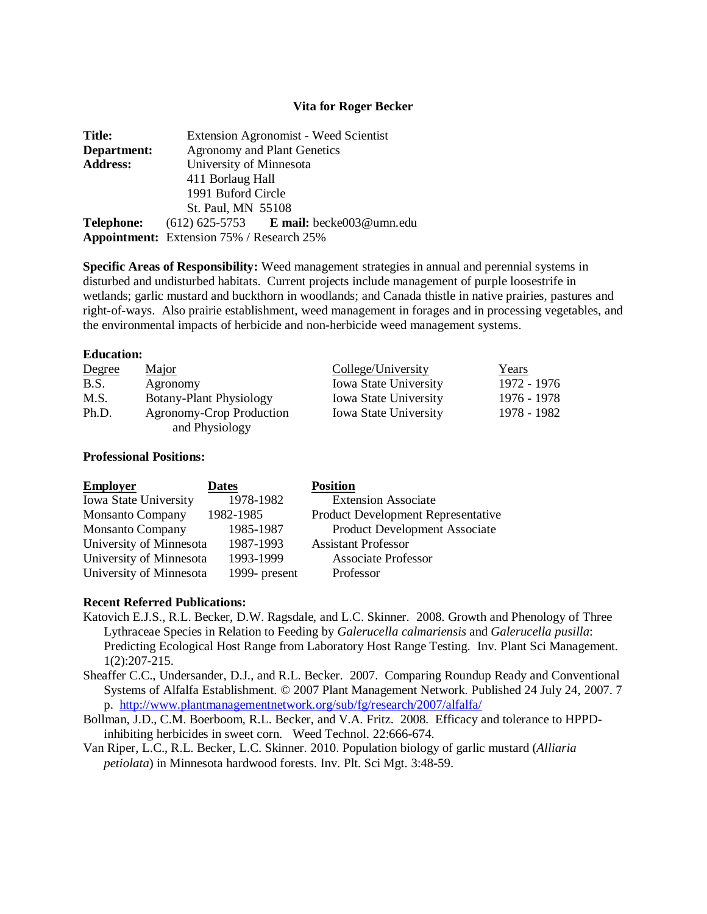**Vita for Roger Becker**

**Title:** Extension Agronomist - Weed Scientist
**Department:** Agronomy and Plant Genetics
**Address:** University of Minnesota
411 Borlaug Hall
1991 Buford Circle
St. Paul, MN 55108
**Telephone:** (612) 625-5753 **E mail:** becke003@umn.edu
**Appointment:** Extension 75% / Research 25%

**Specific Areas of Responsibility:** Weed management strategies in annual and perennial systems in disturbed and undisturbed habitats. Current projects include management of purple loosestrife in wetlands; garlic mustard and buckthorn in woodlands; and Canada thistle in native prairies, pastures and right-of-ways. Also prairie establishment, weed management in forages and in processing vegetables, and the environmental impacts of herbicide and non-herbicide weed management systems.

**Education:**

| Degree | Major | College/University | Years |
|---|---|---|---|
| B.S. | Agronomy | Iowa State University | 1972 - 1976 |
| M.S. | Botany-Plant Physiology | Iowa State University | 1976 - 1978 |
| Ph.D. | Agronomy-Crop Production and Physiology | Iowa State University | 1978 - 1982 |

**Professional Positions:**

| Employer | Dates | Position |
|---|---|---|
| Iowa State University | 1978-1982 | Extension Associate |
| Monsanto Company | 1982-1985 | Product Development Representative |
| Monsanto Company | 1985-1987 | Product Development Associate |
| University of Minnesota | 1987-1993 | Assistant Professor |
| University of Minnesota | 1993-1999 | Associate Professor |
| University of Minnesota | 1999- present | Professor |

**Recent Referred Publications:**

Katovich E.J.S., R.L. Becker, D.W. Ragsdale, and L.C. Skinner. 2008. Growth and Phenology of Three Lythraceae Species in Relation to Feeding by *Galerucella calmariensis* and *Galerucella pusilla*: Predicting Ecological Host Range from Laboratory Host Range Testing. Inv. Plant Sci Management. 1(2):207-215.

Sheaffer C.C., Undersander, D.J., and R.L. Becker. 2007. Comparing Roundup Ready and Conventional Systems of Alfalfa Establishment. © 2007 Plant Management Network. Published 24 July 24, 2007. 7 p. http://www.plantmanagementnetwork.org/sub/fg/research/2007/alfalfa/

Bollman, J.D., C.M. Boerboom, R.L. Becker, and V.A. Fritz. 2008. Efficacy and tolerance to HPPD-inhibiting herbicides in sweet corn. Weed Technol. 22:666-674.

Van Riper, L.C., R.L. Becker, L.C. Skinner. 2010. Population biology of garlic mustard (*Alliaria petiolata*) in Minnesota hardwood forests. Inv. Plt. Sci Mgt. 3:48-59.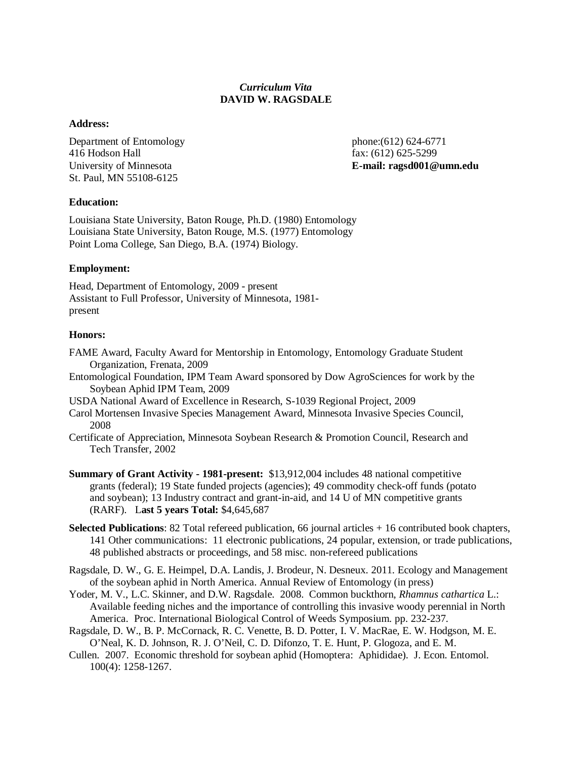*Curriculum Vita*
**DAVID W. RAGSDALE**

**Address:**

Department of Entomology
416 Hodson Hall
University of Minnesota
St. Paul, MN 55108-6125

phone:(612) 624-6771
fax: (612) 625-5299
**E-mail: ragsd001@umn.edu**

**Education:**

Louisiana State University, Baton Rouge, Ph.D. (1980) Entomology
Louisiana State University, Baton Rouge, M.S. (1977) Entomology
Point Loma College, San Diego, B.A. (1974) Biology.

**Employment:**

Head, Department of Entomology, 2009 - present
Assistant to Full Professor, University of Minnesota, 1981-present

**Honors:**

FAME Award, Faculty Award for Mentorship in Entomology, Entomology Graduate Student Organization, Frenata, 2009
Entomological Foundation, IPM Team Award sponsored by Dow AgroSciences for work by the Soybean Aphid IPM Team, 2009
USDA National Award of Excellence in Research, S-1039 Regional Project, 2009
Carol Mortensen Invasive Species Management Award, Minnesota Invasive Species Council, 2008
Certificate of Appreciation, Minnesota Soybean Research & Promotion Council, Research and Tech Transfer, 2002

**Summary of Grant Activity - 1981-present:** $13,912,004 includes 48 national competitive grants (federal); 19 State funded projects (agencies); 49 commodity check-off funds (potato and soybean); 13 Industry contract and grant-in-aid, and 14 U of MN competitive grants (RARF). L**ast 5 years Total:** $4,645,687

**Selected Publications**: 82 Total refereed publication, 66 journal articles + 16 contributed book chapters, 141 Other communications: 11 electronic publications, 24 popular, extension, or trade publications, 48 published abstracts or proceedings, and 58 misc. non-refereed publications

Ragsdale, D. W., G. E. Heimpel, D.A. Landis, J. Brodeur, N. Desneux. 2011. Ecology and Management of the soybean aphid in North America. Annual Review of Entomology (in press)

Yoder, M. V., L.C. Skinner, and D.W. Ragsdale. 2008. Common buckthorn, *Rhamnus cathartica* L.: Available feeding niches and the importance of controlling this invasive woody perennial in North America. Proc. International Biological Control of Weeds Symposium. pp. 232-237.

Ragsdale, D. W., B. P. McCornack, R. C. Venette, B. D. Potter, I. V. MacRae, E. W. Hodgson, M. E. O'Neal, K. D. Johnson, R. J. O'Neil, C. D. Difonzo, T. E. Hunt, P. Glogoza, and E. M. Cullen. 2007. Economic threshold for soybean aphid (Homoptera: Aphididae). J. Econ. Entomol. 100(4): 1258-1267.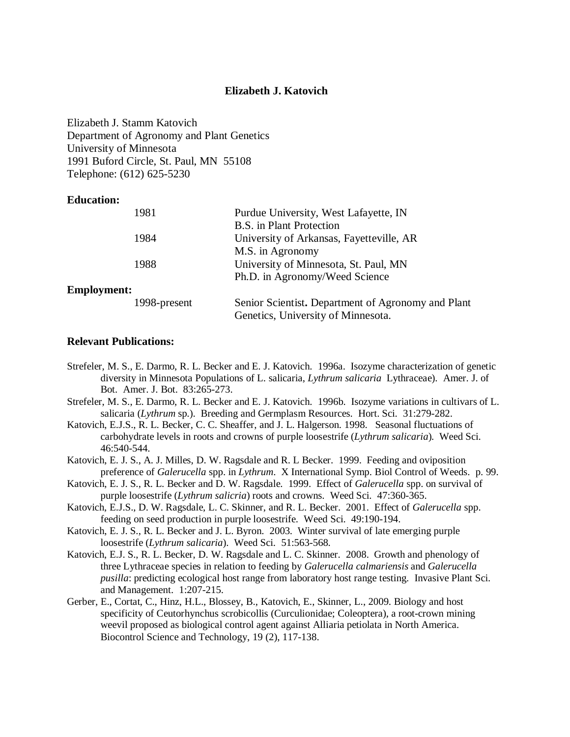**Elizabeth J. Katovich**

Elizabeth J. Stamm Katovich
Department of Agronomy and Plant Genetics
University of Minnesota
1991 Buford Circle, St. Paul, MN 55108
Telephone: (612) 625-5230

**Education:**

| | |
|---|---|
| 1981 | Purdue University, West Lafayette, IN<br>B.S. in Plant Protection |
| 1984 | University of Arkansas, Fayetteville, AR<br>M.S. in Agronomy |
| 1988 | University of Minnesota, St. Paul, MN<br>Ph.D. in Agronomy/Weed Science |

**Employment:**

| | |
|---|---|
| 1998-present | Senior Scientist**.** Department of Agronomy and Plant Genetics, University of Minnesota. |

**Relevant Publications:**

Strefeler, M. S., E. Darmo, R. L. Becker and E. J. Katovich. 1996a. Isozyme characterization of genetic diversity in Minnesota Populations of L. salicaria, *Lythrum salicaria* Lythraceae). Amer. J. of Bot. Amer. J. Bot. 83:265-273.

Strefeler, M. S., E. Darmo, R. L. Becker and E. J. Katovich. 1996b. Isozyme variations in cultivars of L. salicaria (*Lythrum* sp.). Breeding and Germplasm Resources. Hort. Sci. 31:279-282.

Katovich, E.J.S., R. L. Becker, C. C. Sheaffer, and J. L. Halgerson. 1998. Seasonal fluctuations of carbohydrate levels in roots and crowns of purple loosestrife (*Lythrum salicaria*). Weed Sci. 46:540-544.

Katovich, E. J. S., A. J. Milles, D. W. Ragsdale and R. L Becker. 1999. Feeding and oviposition preference of *Galerucella* spp. in *Lythrum*. X International Symp. Biol Control of Weeds. p. 99.

Katovich, E. J. S., R. L. Becker and D. W. Ragsdale. 1999. Effect of *Galerucella* spp. on survival of purple loosestrife (*Lythrum salicria*) roots and crowns. Weed Sci. 47:360-365.

Katovich, E.J.S., D. W. Ragsdale, L. C. Skinner, and R. L. Becker. 2001. Effect of *Galerucella* spp. feeding on seed production in purple loosestrife. Weed Sci. 49:190-194.

Katovich, E. J. S., R. L. Becker and J. L. Byron. 2003. Winter survival of late emerging purple loosestrife (*Lythrum salicaria*). Weed Sci. 51:563-568.

Katovich, E.J. S., R. L. Becker, D. W. Ragsdale and L. C. Skinner. 2008. Growth and phenology of three Lythraceae species in relation to feeding by *Galerucella calmariensis* and *Galerucella pusilla*: predicting ecological host range from laboratory host range testing. Invasive Plant Sci. and Management. 1:207-215.

Gerber, E., Cortat, C., Hinz, H.L., Blossey, B., Katovich, E., Skinner, L., 2009. Biology and host specificity of Ceutorhynchus scrobicollis (Curculionidae; Coleoptera), a root-crown mining weevil proposed as biological control agent against Alliaria petiolata in North America. Biocontrol Science and Technology, 19 (2), 117-138.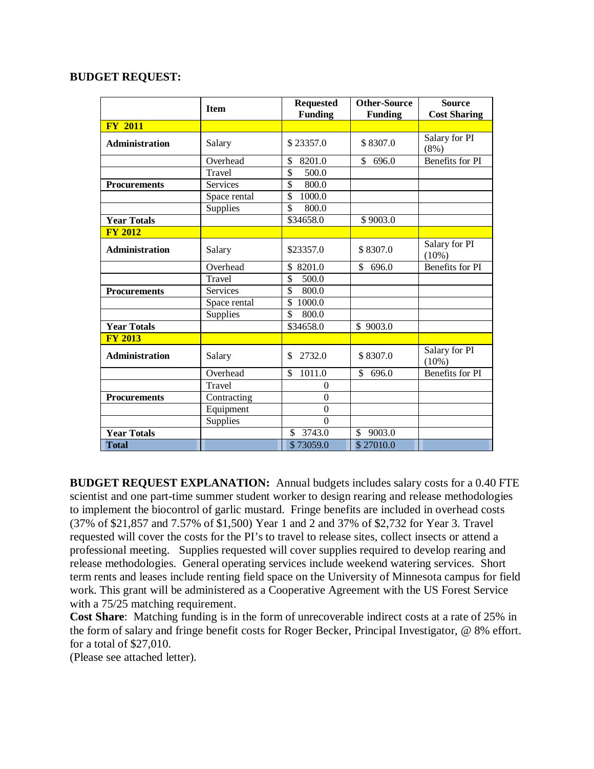**BUDGET REQUEST:**

| | Item | Requested Funding | Other-Source Funding | Source Cost Sharing |
|---|---|---|---|---|
| **FY 2011** | | | | |
| **Administration** | Salary | $ 23357.0 | $ 8307.0 | Salary for PI (8%) |
| | Overhead | $ 8201.0 | $ 696.0 | Benefits for PI |
| | Travel | $ 500.0 | | |
| **Procurements** | Services | $ 800.0 | | |
| | Space rental | $ 1000.0 | | |
| | Supplies | $ 800.0 | | |
| **Year Totals** | | $34658.0 | $ 9003.0 | |
| **FY 2012** | | | | |
| **Administration** | Salary | $23357.0 | $ 8307.0 | Salary for PI (10%) |
| | Overhead | $ 8201.0 | $ 696.0 | Benefits for PI |
| | Travel | $ 500.0 | | |
| **Procurements** | Services | $ 800.0 | | |
| | Space rental | $ 1000.0 | | |
| | Supplies | $ 800.0 | | |
| **Year Totals** | | $34658.0 | $ 9003.0 | |
| **FY 2013** | | | | |
| **Administration** | Salary | $ 2732.0 | $ 8307.0 | Salary for PI (10%) |
| | Overhead | $ 1011.0 | $ 696.0 | Benefits for PI |
| | Travel | 0 | | |
| **Procurements** | Contracting | 0 | | |
| | Equipment | 0 | | |
| | Supplies | 0 | | |
| **Year Totals** | | $ 3743.0 | $ 9003.0 | |
| **Total** | | $ 73059.0 | $ 27010.0 | |

**BUDGET REQUEST EXPLANATION:** Annual budgets includes salary costs for a 0.40 FTE scientist and one part-time summer student worker to design rearing and release methodologies to implement the biocontrol of garlic mustard. Fringe benefits are included in overhead costs (37% of $21,857 and 7.57% of $1,500) Year 1 and 2 and 37% of $2,732 for Year 3. Travel requested will cover the costs for the PI's to travel to release sites, collect insects or attend a professional meeting. Supplies requested will cover supplies required to develop rearing and release methodologies. General operating services include weekend watering services. Short term rents and leases include renting field space on the University of Minnesota campus for field work. This grant will be administered as a Cooperative Agreement with the US Forest Service with a 75/25 matching requirement.

**Cost Share**: Matching funding is in the form of unrecoverable indirect costs at a rate of 25% in the form of salary and fringe benefit costs for Roger Becker, Principal Investigator, @ 8% effort. for a total of $27,010.

(Please see attached letter).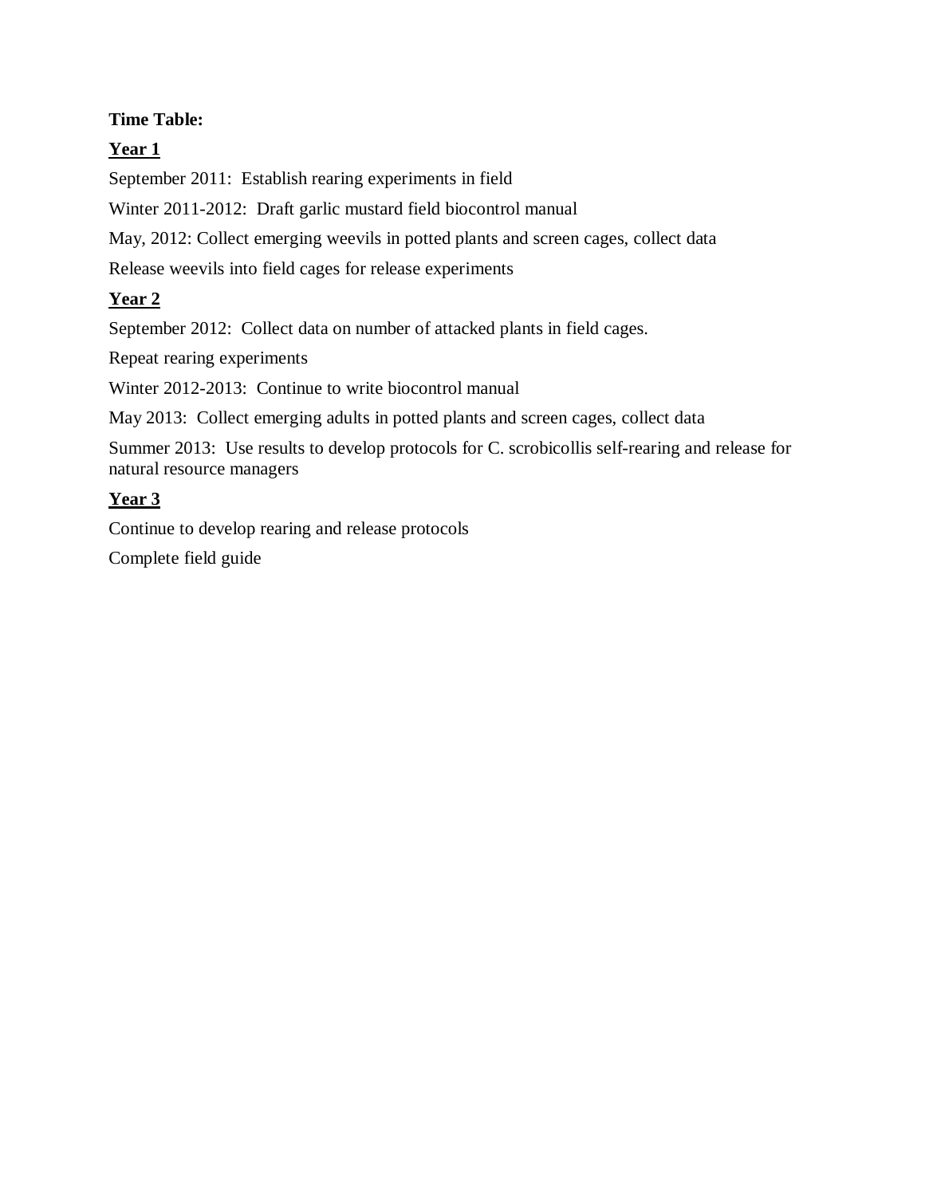**Time Table:**

**<u>Year 1</u>**

September 2011: Establish rearing experiments in field

Winter 2011-2012: Draft garlic mustard field biocontrol manual

May, 2012: Collect emerging weevils in potted plants and screen cages, collect data

Release weevils into field cages for release experiments

**<u>Year 2</u>**

September 2012: Collect data on number of attacked plants in field cages.

Repeat rearing experiments

Winter 2012-2013: Continue to write biocontrol manual

May 2013: Collect emerging adults in potted plants and screen cages, collect data

Summer 2013: Use results to develop protocols for C. scrobicollis self-rearing and release for natural resource managers

**<u>Year 3</u>**

Continue to develop rearing and release protocols

Complete field guide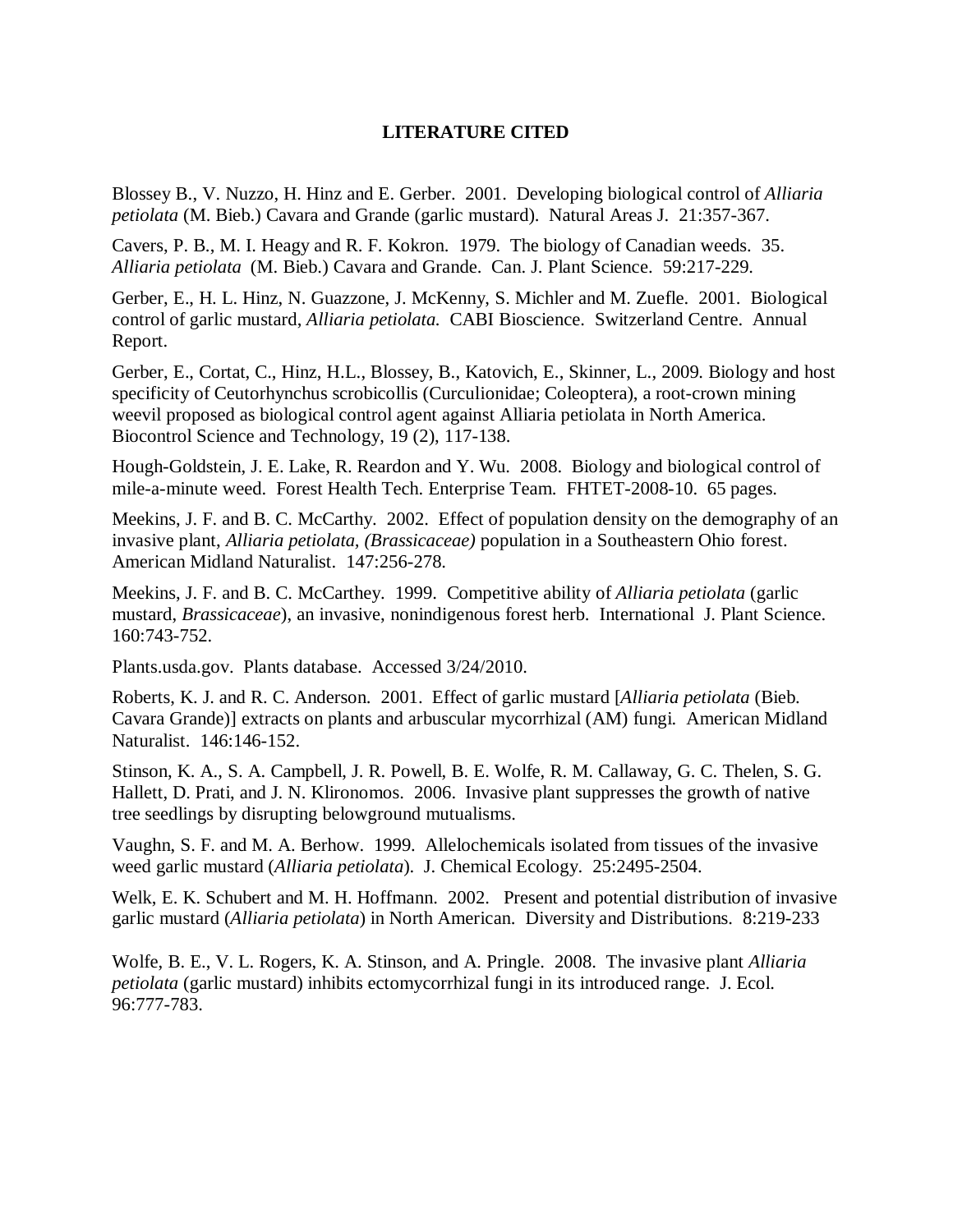## LITERATURE CITED

Blossey B., V. Nuzzo, H. Hinz and E. Gerber. 2001. Developing biological control of *Alliaria petiolata* (M. Bieb.) Cavara and Grande (garlic mustard). Natural Areas J. 21:357-367.

Cavers, P. B., M. I. Heagy and R. F. Kokron. 1979. The biology of Canadian weeds. 35. *Alliaria petiolata* (M. Bieb.) Cavara and Grande. Can. J. Plant Science. 59:217-229.

Gerber, E., H. L. Hinz, N. Guazzone, J. McKenny, S. Michler and M. Zuefle. 2001. Biological control of garlic mustard, *Alliaria petiolata.* CABI Bioscience. Switzerland Centre. Annual Report.

Gerber, E., Cortat, C., Hinz, H.L., Blossey, B., Katovich, E., Skinner, L., 2009. Biology and host specificity of Ceutorhynchus scrobicollis (Curculionidae; Coleoptera), a root-crown mining weevil proposed as biological control agent against Alliaria petiolata in North America. Biocontrol Science and Technology, 19 (2), 117-138.

Hough-Goldstein, J. E. Lake, R. Reardon and Y. Wu. 2008. Biology and biological control of mile-a-minute weed. Forest Health Tech. Enterprise Team. FHTET-2008-10. 65 pages.

Meekins, J. F. and B. C. McCarthy. 2002. Effect of population density on the demography of an invasive plant, *Alliaria petiolata, (Brassicaceae)* population in a Southeastern Ohio forest. American Midland Naturalist. 147:256-278.

Meekins, J. F. and B. C. McCarthey. 1999. Competitive ability of *Alliaria petiolata* (garlic mustard, *Brassicaceae*), an invasive, nonindigenous forest herb. International J. Plant Science. 160:743-752.

Plants.usda.gov. Plants database. Accessed 3/24/2010.

Roberts, K. J. and R. C. Anderson. 2001. Effect of garlic mustard [*Alliaria petiolata* (Bieb. Cavara Grande)] extracts on plants and arbuscular mycorrhizal (AM) fungi. American Midland Naturalist. 146:146-152.

Stinson, K. A., S. A. Campbell, J. R. Powell, B. E. Wolfe, R. M. Callaway, G. C. Thelen, S. G. Hallett, D. Prati, and J. N. Klironomos. 2006. Invasive plant suppresses the growth of native tree seedlings by disrupting belowground mutualisms.

Vaughn, S. F. and M. A. Berhow. 1999. Allelochemicals isolated from tissues of the invasive weed garlic mustard (*Alliaria petiolata*). J. Chemical Ecology. 25:2495-2504.

Welk, E. K. Schubert and M. H. Hoffmann. 2002. Present and potential distribution of invasive garlic mustard (*Alliaria petiolata*) in North American. Diversity and Distributions. 8:219-233

Wolfe, B. E., V. L. Rogers, K. A. Stinson, and A. Pringle. 2008. The invasive plant *Alliaria petiolata* (garlic mustard) inhibits ectomycorrhizal fungi in its introduced range. J. Ecol. 96:777-783.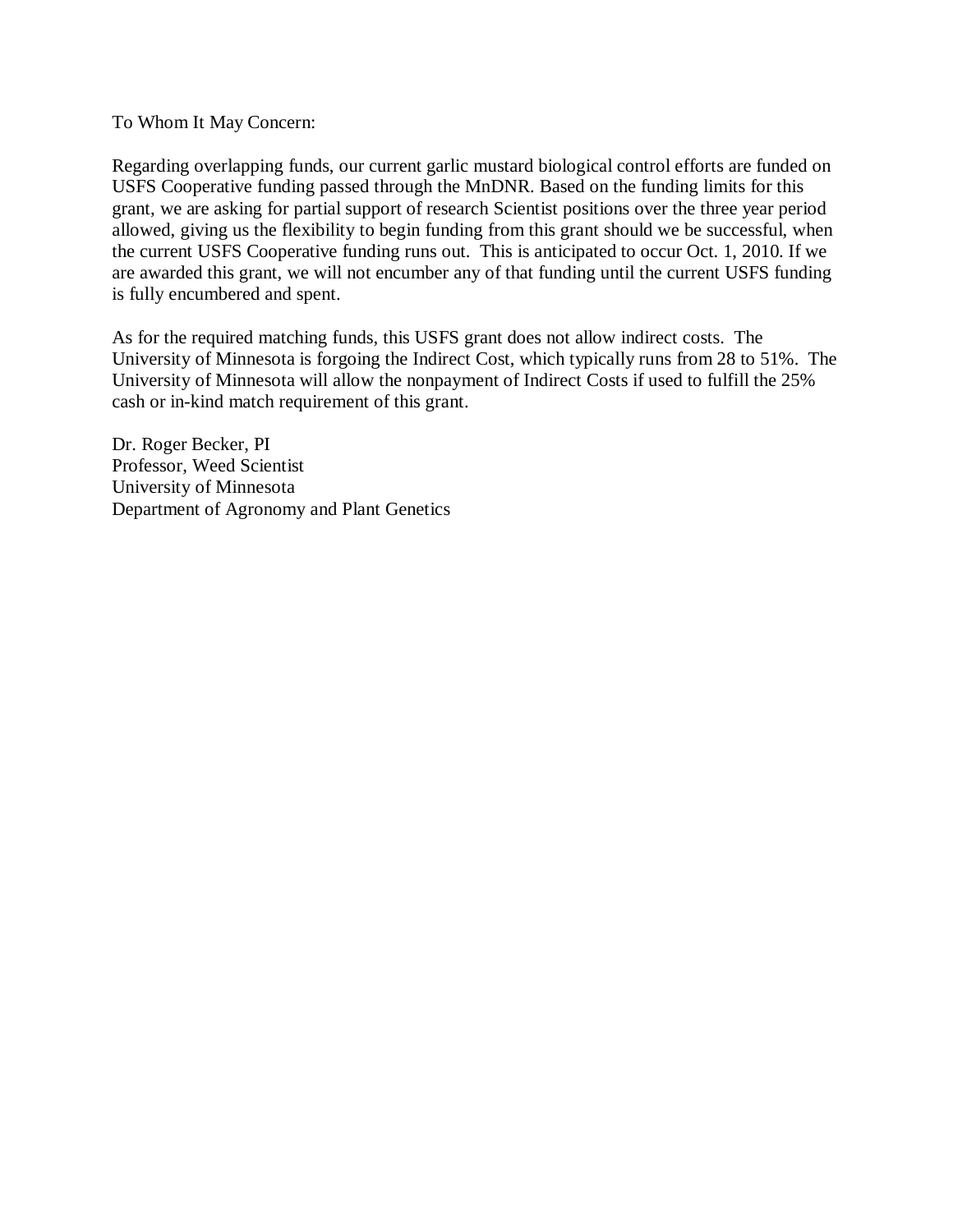To Whom It May Concern:

Regarding overlapping funds, our current garlic mustard biological control efforts are funded on USFS Cooperative funding passed through the MnDNR. Based on the funding limits for this grant, we are asking for partial support of research Scientist positions over the three year period allowed, giving us the flexibility to begin funding from this grant should we be successful, when the current USFS Cooperative funding runs out. This is anticipated to occur Oct. 1, 2010. If we are awarded this grant, we will not encumber any of that funding until the current USFS funding is fully encumbered and spent.

As for the required matching funds, this USFS grant does not allow indirect costs. The University of Minnesota is forgoing the Indirect Cost, which typically runs from 28 to 51%. The University of Minnesota will allow the nonpayment of Indirect Costs if used to fulfill the 25% cash or in-kind match requirement of this grant.

Dr. Roger Becker, PI
Professor, Weed Scientist
University of Minnesota
Department of Agronomy and Plant Genetics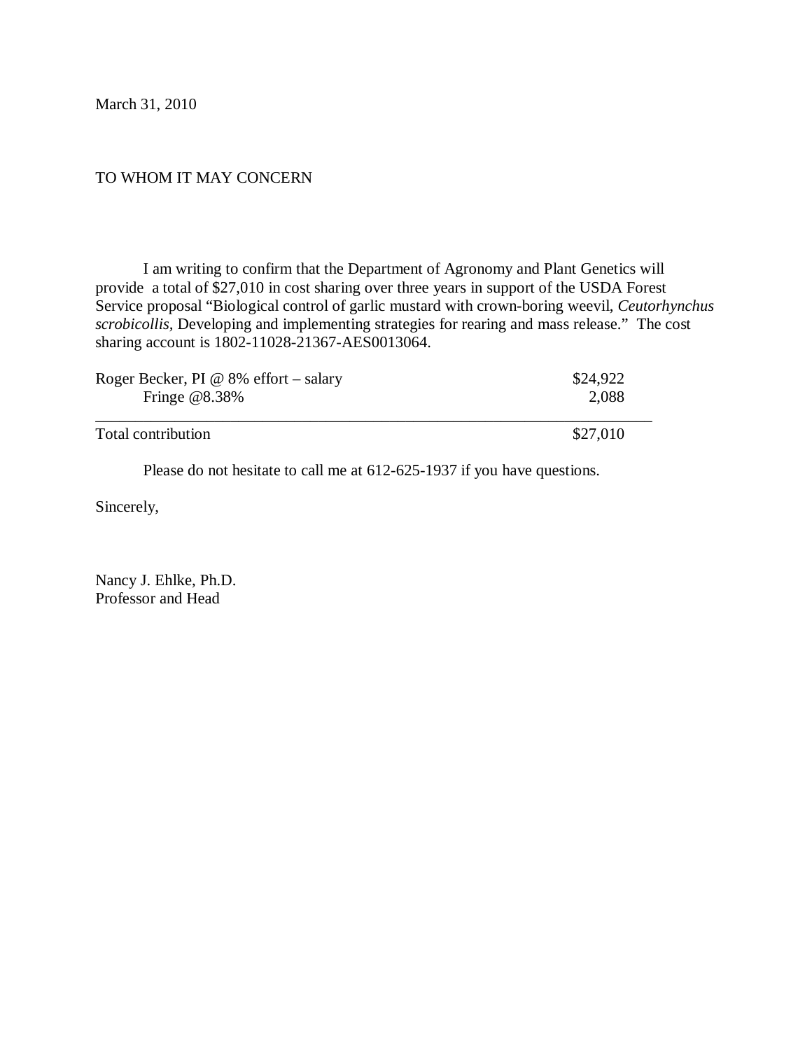March 31, 2010

TO WHOM IT MAY CONCERN

I am writing to confirm that the Department of Agronomy and Plant Genetics will provide a total of $27,010 in cost sharing over three years in support of the USDA Forest Service proposal "Biological control of garlic mustard with crown-boring weevil, *Ceutorhynchus scrobicollis*, Developing and implementing strategies for rearing and mass release." The cost sharing account is 1802-11028-21367-AES0013064.

| | |
|---|---|
| Roger Becker, PI @ 8% effort – salary | $24,922 |
| Fringe @8.38% | 2,088 |
| Total contribution | $27,010 |

Please do not hesitate to call me at 612-625-1937 if you have questions.

Sincerely,

Nancy J. Ehlke, Ph.D.
Professor and Head